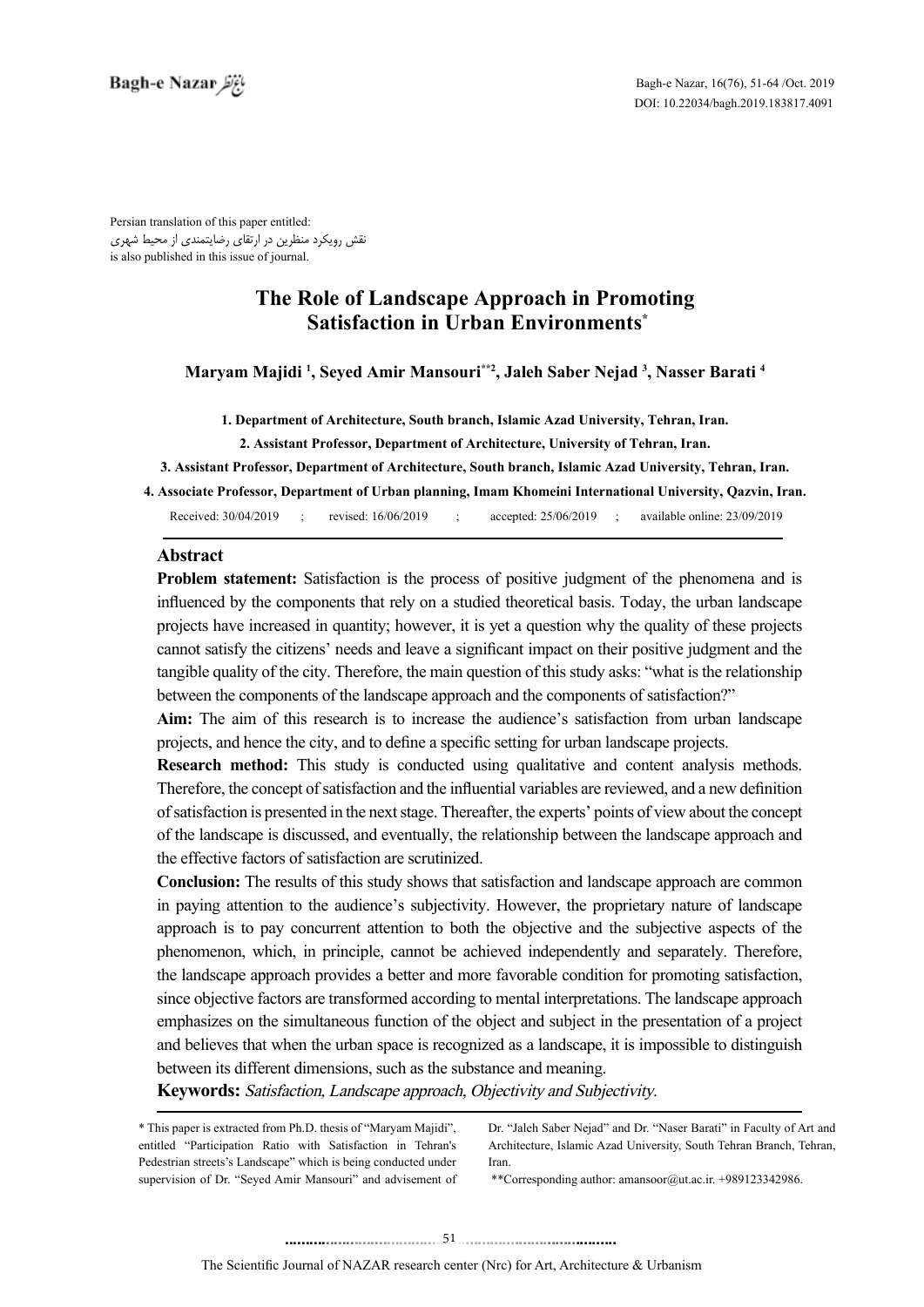Persian translation of this paper entitled:
نقش رویکرد منظرین در ارتقای رضایتمندی از محیط شهری
is also published in this issue of journal.

# The Role of Landscape Approach in Promoting Satisfaction in Urban Environments*

**Maryam Majidi [1], Seyed Amir Mansouri**[2], Jaleh Saber Nejad [3], Nasser Barati [4]**

**1. Department of Architecture, South branch, Islamic Azad University, Tehran, Iran.**

**2. Assistant Professor, Department of Architecture, University of Tehran, Iran.**

**3. Assistant Professor, Department of Architecture, South branch, Islamic Azad University, Tehran, Iran.**

**4. Associate Professor, Department of Urban planning, Imam Khomeini International University, Qazvin, Iran.**

Received: 30/04/2019 ; revised: 16/06/2019 ; accepted: 25/06/2019 ; available online: 23/09/2019

## Abstract

**Problem statement:** Satisfaction is the process of positive judgment of the phenomena and is influenced by the components that rely on a studied theoretical basis. Today, the urban landscape projects have increased in quantity; however, it is yet a question why the quality of these projects cannot satisfy the citizens' needs and leave a significant impact on their positive judgment and the tangible quality of the city. Therefore, the main question of this study asks: "what is the relationship between the components of the landscape approach and the components of satisfaction?"

**Aim:** The aim of this research is to increase the audience's satisfaction from urban landscape projects, and hence the city, and to define a specific setting for urban landscape projects.

**Research method:** This study is conducted using qualitative and content analysis methods. Therefore, the concept of satisfaction and the influential variables are reviewed, and a new definition of satisfaction is presented in the next stage. Thereafter, the experts' points of view about the concept of the landscape is discussed, and eventually, the relationship between the landscape approach and the effective factors of satisfaction are scrutinized.

**Conclusion:** The results of this study shows that satisfaction and landscape approach are common in paying attention to the audience's subjectivity. However, the proprietary nature of landscape approach is to pay concurrent attention to both the objective and the subjective aspects of the phenomenon, which, in principle, cannot be achieved independently and separately. Therefore, the landscape approach provides a better and more favorable condition for promoting satisfaction, since objective factors are transformed according to mental interpretations. The landscape approach emphasizes on the simultaneous function of the object and subject in the presentation of a project and believes that when the urban space is recognized as a landscape, it is impossible to distinguish between its different dimensions, such as the substance and meaning.

**Keywords:** *Satisfaction, Landscape approach, Objectivity and Subjectivity.*

---

* This paper is extracted from Ph.D. thesis of "Maryam Majidi", entitled "Participation Ratio with Satisfaction in Tehran's Pedestrian streets's Landscape" which is being conducted under supervision of Dr. "Seyed Amir Mansouri" and advisement of Dr. "Jaleh Saber Nejad" and Dr. "Naser Barati" in Faculty of Art and Architecture, Islamic Azad University, South Tehran Branch, Tehran, Iran.

**Corresponding author: amansoor@ut.ac.ir. +989123342986.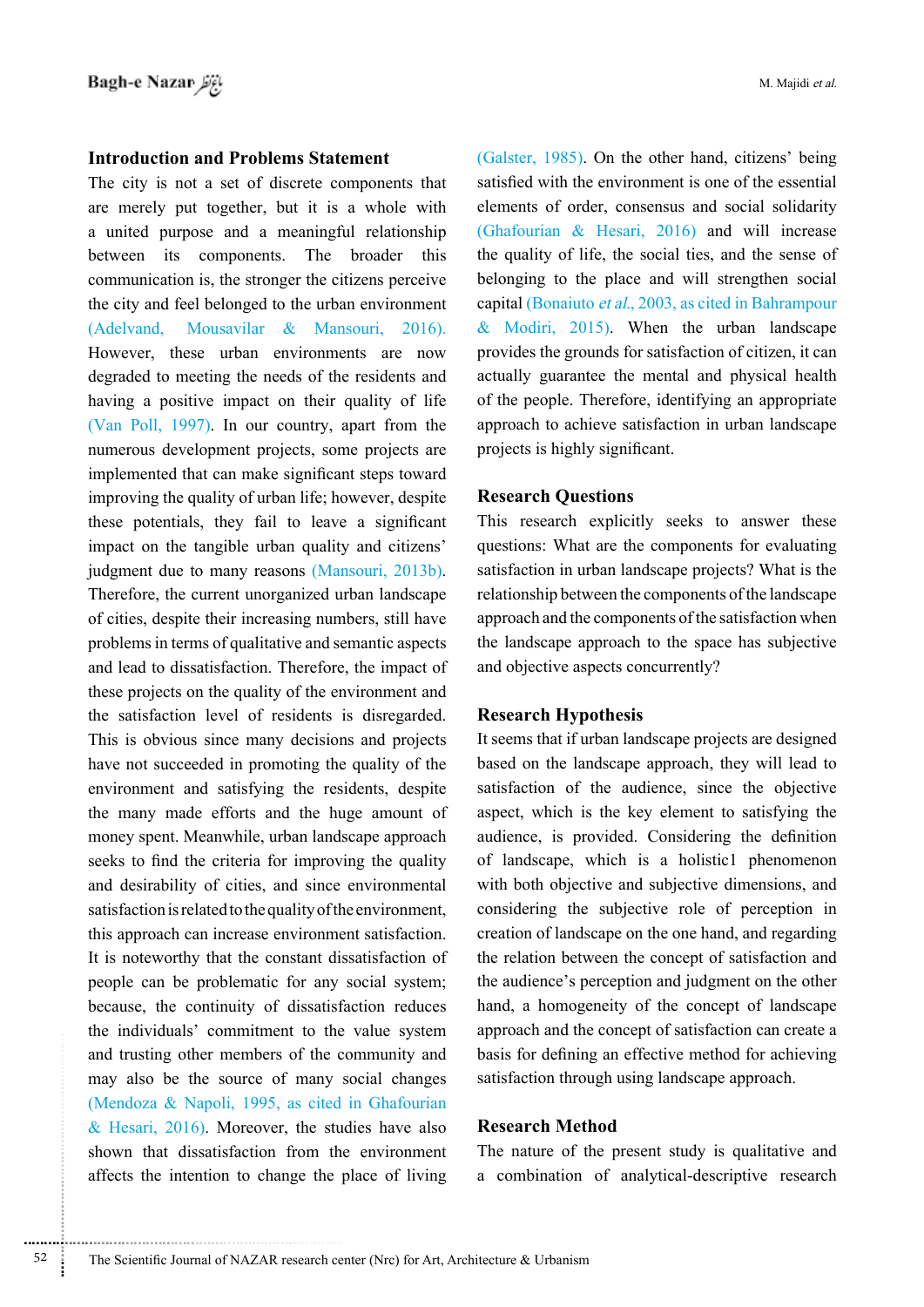## Introduction and Problems Statement

The city is not a set of discrete components that are merely put together, but it is a whole with a united purpose and a meaningful relationship between its components. The broader this communication is, the stronger the citizens perceive the city and feel belonged to the urban environment (Adelvand, Mousavilar & Mansouri, 2016). However, these urban environments are now degraded to meeting the needs of the residents and having a positive impact on their quality of life (Van Poll, 1997). In our country, apart from the numerous development projects, some projects are implemented that can make significant steps toward improving the quality of urban life; however, despite these potentials, they fail to leave a significant impact on the tangible urban quality and citizens' judgment due to many reasons (Mansouri, 2013b). Therefore, the current unorganized urban landscape of cities, despite their increasing numbers, still have problems in terms of qualitative and semantic aspects and lead to dissatisfaction. Therefore, the impact of these projects on the quality of the environment and the satisfaction level of residents is disregarded. This is obvious since many decisions and projects have not succeeded in promoting the quality of the environment and satisfying the residents, despite the many made efforts and the huge amount of money spent. Meanwhile, urban landscape approach seeks to find the criteria for improving the quality and desirability of cities, and since environmental satisfaction is related to the quality of the environment, this approach can increase environment satisfaction. It is noteworthy that the constant dissatisfaction of people can be problematic for any social system; because, the continuity of dissatisfaction reduces the individuals' commitment to the value system and trusting other members of the community and may also be the source of many social changes (Mendoza & Napoli, 1995, as cited in Ghafourian & Hesari, 2016). Moreover, the studies have also shown that dissatisfaction from the environment affects the intention to change the place of living (Galster, 1985). On the other hand, citizens' being satisfied with the environment is one of the essential elements of order, consensus and social solidarity (Ghafourian & Hesari, 2016) and will increase the quality of life, the social ties, and the sense of belonging to the place and will strengthen social capital (Bonaiuto *et al.*, 2003, as cited in Bahrampour & Modiri, 2015). When the urban landscape provides the grounds for satisfaction of citizen, it can actually guarantee the mental and physical health of the people. Therefore, identifying an appropriate approach to achieve satisfaction in urban landscape projects is highly significant.

## Research Questions

This research explicitly seeks to answer these questions: What are the components for evaluating satisfaction in urban landscape projects? What is the relationship between the components of the landscape approach and the components of the satisfaction when the landscape approach to the space has subjective and objective aspects concurrently?

## Research Hypothesis

It seems that if urban landscape projects are designed based on the landscape approach, they will lead to satisfaction of the audience, since the objective aspect, which is the key element to satisfying the audience, is provided. Considering the definition of landscape, which is a holistic1 phenomenon with both objective and subjective dimensions, and considering the subjective role of perception in creation of landscape on the one hand, and regarding the relation between the concept of satisfaction and the audience's perception and judgment on the other hand, a homogeneity of the concept of landscape approach and the concept of satisfaction can create a basis for defining an effective method for achieving satisfaction through using landscape approach.

## Research Method

The nature of the present study is qualitative and a combination of analytical-descriptive research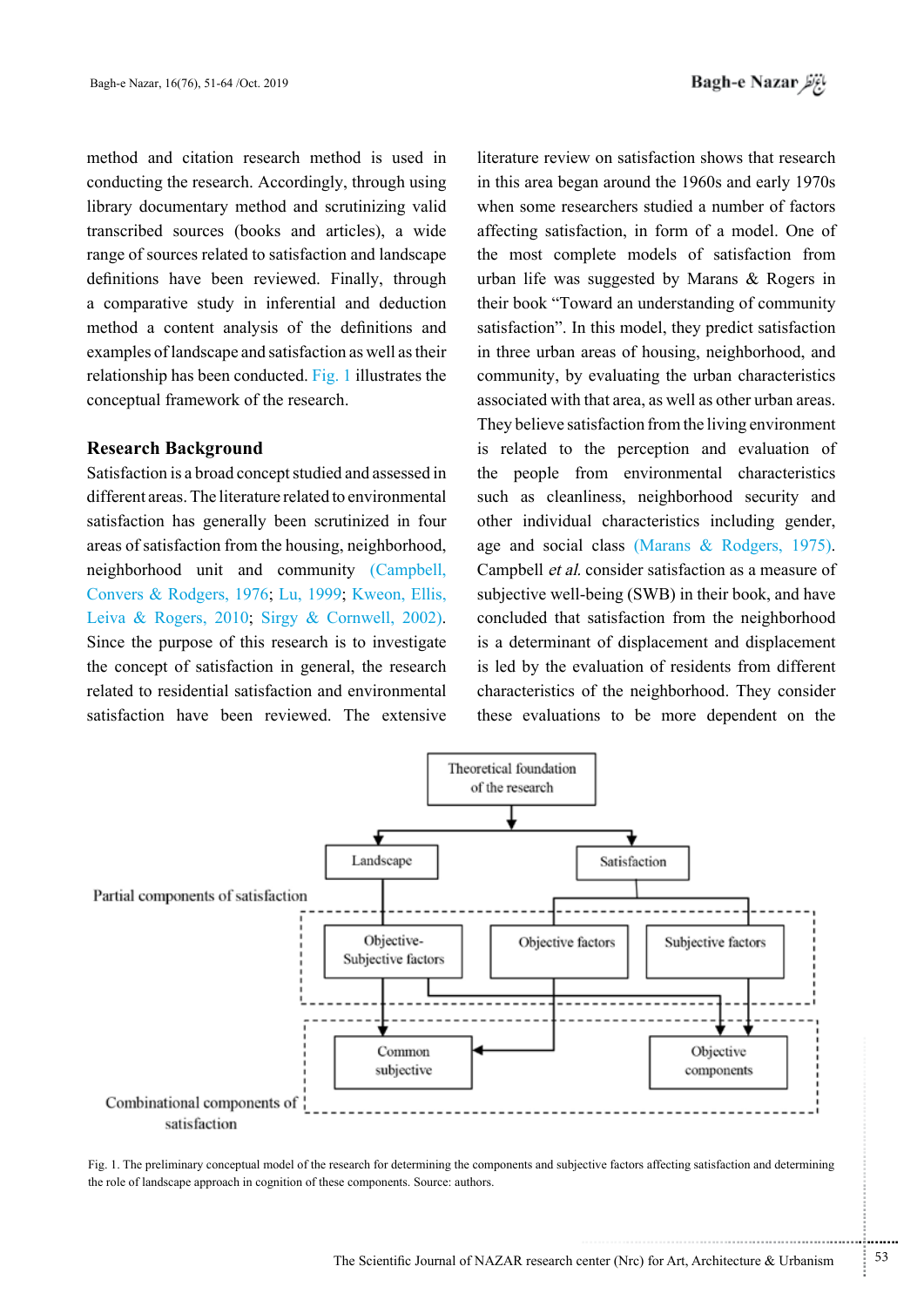method and citation research method is used in conducting the research. Accordingly, through using library documentary method and scrutinizing valid transcribed sources (books and articles), a wide range of sources related to satisfaction and landscape definitions have been reviewed. Finally, through a comparative study in inferential and deduction method a content analysis of the definitions and examples of landscape and satisfaction as well as their relationship has been conducted. Fig. 1 illustrates the conceptual framework of the research.

## Research Background

Satisfaction is a broad concept studied and assessed in different areas. The literature related to environmental satisfaction has generally been scrutinized in four areas of satisfaction from the housing, neighborhood, neighborhood unit and community (Campbell, Convers & Rodgers, 1976; Lu, 1999; Kweon, Ellis, Leiva & Rogers, 2010; Sirgy & Cornwell, 2002). Since the purpose of this research is to investigate the concept of satisfaction in general, the research related to residential satisfaction and environmental satisfaction have been reviewed. The extensive literature review on satisfaction shows that research in this area began around the 1960s and early 1970s when some researchers studied a number of factors affecting satisfaction, in form of a model. One of the most complete models of satisfaction from urban life was suggested by Marans & Rogers in their book "Toward an understanding of community satisfaction". In this model, they predict satisfaction in three urban areas of housing, neighborhood, and community, by evaluating the urban characteristics associated with that area, as well as other urban areas. They believe satisfaction from the living environment is related to the perception and evaluation of the people from environmental characteristics such as cleanliness, neighborhood security and other individual characteristics including gender, age and social class (Marans & Rodgers, 1975). Campbell *et al.* consider satisfaction as a measure of subjective well-being (SWB) in their book, and have concluded that satisfaction from the neighborhood is a determinant of displacement and displacement is led by the evaluation of residents from different characteristics of the neighborhood. They consider these evaluations to be more dependent on the

Fig. 1. The preliminary conceptual model of the research for determining the components and subjective factors affecting satisfaction and determining the role of landscape approach in cognition of these components. Source: authors.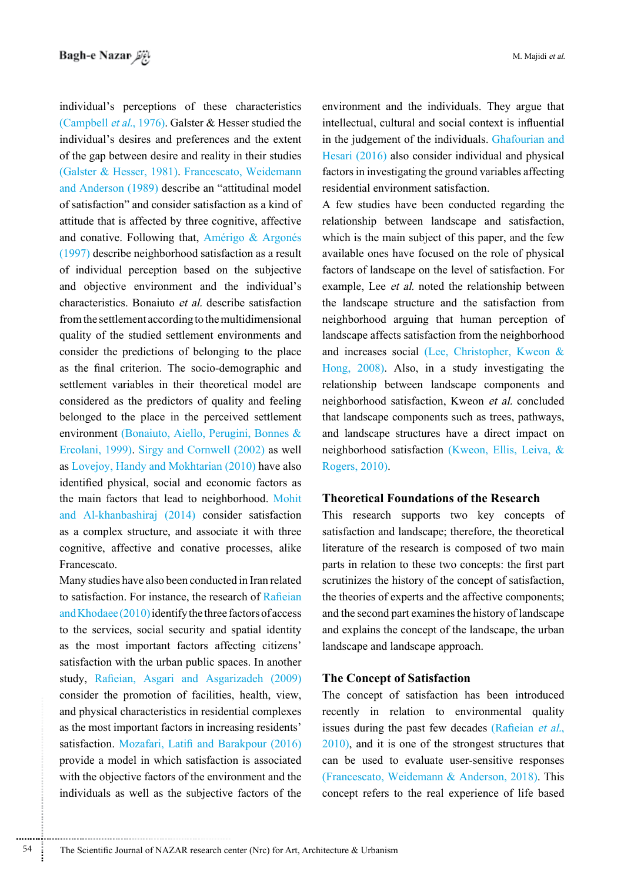individual's perceptions of these characteristics (Campbell *et al.*, 1976). Galster & Hesser studied the individual's desires and preferences and the extent of the gap between desire and reality in their studies (Galster & Hesser, 1981). Francescato, Weidemann and Anderson (1989) describe an "attitudinal model of satisfaction" and consider satisfaction as a kind of attitude that is affected by three cognitive, affective and conative. Following that, Amérigo & Argonés (1997) describe neighborhood satisfaction as a result of individual perception based on the subjective and objective environment and the individual's characteristics. Bonaiuto *et al.* describe satisfaction from the settlement according to the multidimensional quality of the studied settlement environments and consider the predictions of belonging to the place as the final criterion. The socio-demographic and settlement variables in their theoretical model are considered as the predictors of quality and feeling belonged to the place in the perceived settlement environment (Bonaiuto, Aiello, Perugini, Bonnes & Ercolani, 1999). Sirgy and Cornwell (2002) as well as Lovejoy, Handy and Mokhtarian (2010) have also identified physical, social and economic factors as the main factors that lead to neighborhood. Mohit and Al-khanbashiraj (2014) consider satisfaction as a complex structure, and associate it with three cognitive, affective and conative processes, alike Francescato.

Many studies have also been conducted in Iran related to satisfaction. For instance, the research of Rafieian and Khodaee (2010) identify the three factors of access to the services, social security and spatial identity as the most important factors affecting citizens' satisfaction with the urban public spaces. In another study, Rafieian, Asgari and Asgarizadeh (2009) consider the promotion of facilities, health, view, and physical characteristics in residential complexes as the most important factors in increasing residents' satisfaction. Mozafari, Latifi and Barakpour (2016) provide a model in which satisfaction is associated with the objective factors of the environment and the individuals as well as the subjective factors of the environment and the individuals. They argue that intellectual, cultural and social context is influential in the judgement of the individuals. Ghafourian and Hesari (2016) also consider individual and physical factors in investigating the ground variables affecting residential environment satisfaction.

A few studies have been conducted regarding the relationship between landscape and satisfaction, which is the main subject of this paper, and the few available ones have focused on the role of physical factors of landscape on the level of satisfaction. For example, Lee *et al.* noted the relationship between the landscape structure and the satisfaction from neighborhood arguing that human perception of landscape affects satisfaction from the neighborhood and increases social (Lee, Christopher, Kweon & Hong, 2008). Also, in a study investigating the relationship between landscape components and neighborhood satisfaction, Kweon *et al.* concluded that landscape components such as trees, pathways, and landscape structures have a direct impact on neighborhood satisfaction (Kweon, Ellis, Leiva, & Rogers, 2010).

## Theoretical Foundations of the Research

This research supports two key concepts of satisfaction and landscape; therefore, the theoretical literature of the research is composed of two main parts in relation to these two concepts: the first part scrutinizes the history of the concept of satisfaction, the theories of experts and the affective components; and the second part examines the history of landscape and explains the concept of the landscape, the urban landscape and landscape approach.

## The Concept of Satisfaction

The concept of satisfaction has been introduced recently in relation to environmental quality issues during the past few decades (Rafieian *et al.*, 2010), and it is one of the strongest structures that can be used to evaluate user-sensitive responses (Francescato, Weidemann & Anderson, 2018). This concept refers to the real experience of life based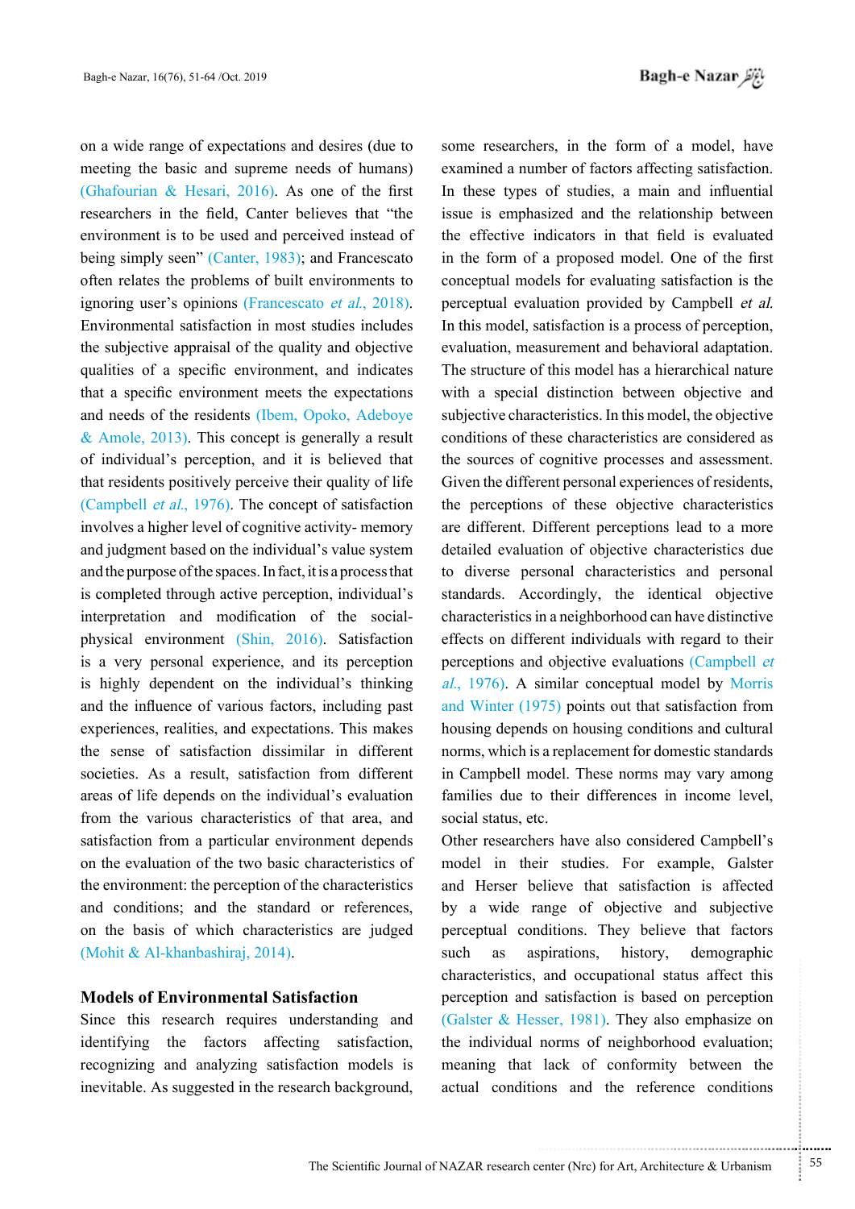on a wide range of expectations and desires (due to meeting the basic and supreme needs of humans) (Ghafourian & Hesari, 2016). As one of the first researchers in the field, Canter believes that "the environment is to be used and perceived instead of being simply seen" (Canter, 1983); and Francescato often relates the problems of built environments to ignoring user's opinions (Francescato *et al.*, 2018). Environmental satisfaction in most studies includes the subjective appraisal of the quality and objective qualities of a specific environment, and indicates that a specific environment meets the expectations and needs of the residents (Ibem, Opoko, Adeboye & Amole, 2013). This concept is generally a result of individual's perception, and it is believed that that residents positively perceive their quality of life (Campbell *et al.*, 1976). The concept of satisfaction involves a higher level of cognitive activity- memory and judgment based on the individual's value system and the purpose of the spaces. In fact, it is a process that is completed through active perception, individual's interpretation and modification of the social-physical environment (Shin, 2016). Satisfaction is a very personal experience, and its perception is highly dependent on the individual's thinking and the influence of various factors, including past experiences, realities, and expectations. This makes the sense of satisfaction dissimilar in different societies. As a result, satisfaction from different areas of life depends on the individual's evaluation from the various characteristics of that area, and satisfaction from a particular environment depends on the evaluation of the two basic characteristics of the environment: the perception of the characteristics and conditions; and the standard or references, on the basis of which characteristics are judged (Mohit & Al-khanbashiraj, 2014).

## Models of Environmental Satisfaction

Since this research requires understanding and identifying the factors affecting satisfaction, recognizing and analyzing satisfaction models is inevitable. As suggested in the research background, some researchers, in the form of a model, have examined a number of factors affecting satisfaction. In these types of studies, a main and influential issue is emphasized and the relationship between the effective indicators in that field is evaluated in the form of a proposed model. One of the first conceptual models for evaluating satisfaction is the perceptual evaluation provided by Campbell *et al.* In this model, satisfaction is a process of perception, evaluation, measurement and behavioral adaptation. The structure of this model has a hierarchical nature with a special distinction between objective and subjective characteristics. In this model, the objective conditions of these characteristics are considered as the sources of cognitive processes and assessment. Given the different personal experiences of residents, the perceptions of these objective characteristics are different. Different perceptions lead to a more detailed evaluation of objective characteristics due to diverse personal characteristics and personal standards. Accordingly, the identical objective characteristics in a neighborhood can have distinctive effects on different individuals with regard to their perceptions and objective evaluations (Campbell *et al.*, 1976). A similar conceptual model by Morris and Winter (1975) points out that satisfaction from housing depends on housing conditions and cultural norms, which is a replacement for domestic standards in Campbell model. These norms may vary among families due to their differences in income level, social status, etc.

Other researchers have also considered Campbell's model in their studies. For example, Galster and Herser believe that satisfaction is affected by a wide range of objective and subjective perceptual conditions. They believe that factors such as aspirations, history, demographic characteristics, and occupational status affect this perception and satisfaction is based on perception (Galster & Hesser, 1981). They also emphasize on the individual norms of neighborhood evaluation; meaning that lack of conformity between the actual conditions and the reference conditions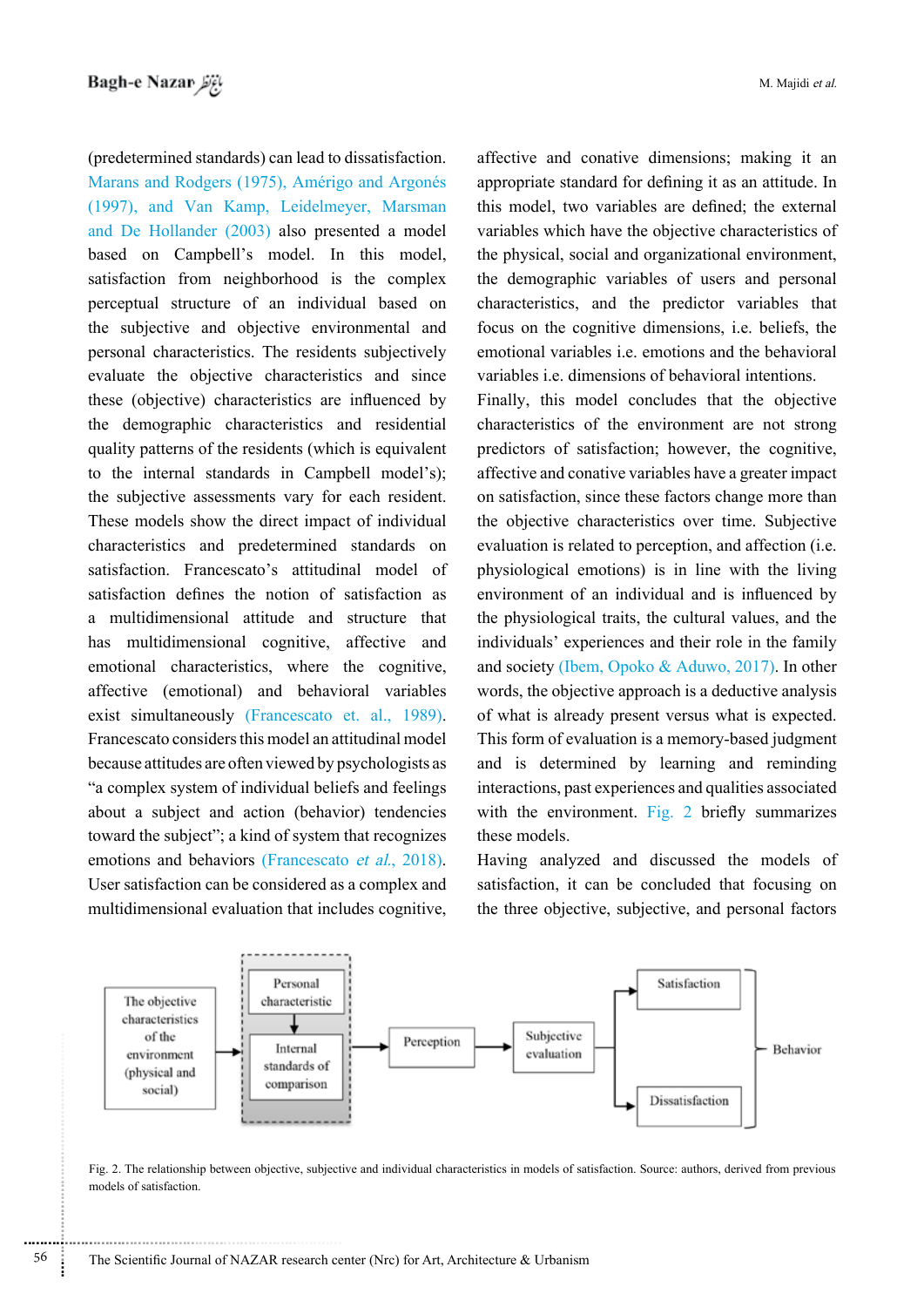(predetermined standards) can lead to dissatisfaction. Marans and Rodgers (1975), Amérigo and Argonés (1997), and Van Kamp, Leidelmeyer, Marsman and De Hollander (2003) also presented a model based on Campbell's model. In this model, satisfaction from neighborhood is the complex perceptual structure of an individual based on the subjective and objective environmental and personal characteristics. The residents subjectively evaluate the objective characteristics and since these (objective) characteristics are influenced by the demographic characteristics and residential quality patterns of the residents (which is equivalent to the internal standards in Campbell model's); the subjective assessments vary for each resident. These models show the direct impact of individual characteristics and predetermined standards on satisfaction. Francescato's attitudinal model of satisfaction defines the notion of satisfaction as a multidimensional attitude and structure that has multidimensional cognitive, affective and emotional characteristics, where the cognitive, affective (emotional) and behavioral variables exist simultaneously (Francescato et. al., 1989). Francescato considers this model an attitudinal model because attitudes are often viewed by psychologists as "a complex system of individual beliefs and feelings about a subject and action (behavior) tendencies toward the subject"; a kind of system that recognizes emotions and behaviors (Francescato *et al.*, 2018). User satisfaction can be considered as a complex and multidimensional evaluation that includes cognitive, affective and conative dimensions; making it an appropriate standard for defining it as an attitude. In this model, two variables are defined; the external variables which have the objective characteristics of the physical, social and organizational environment, the demographic variables of users and personal characteristics, and the predictor variables that focus on the cognitive dimensions, i.e. beliefs, the emotional variables i.e. emotions and the behavioral variables i.e. dimensions of behavioral intentions.

Finally, this model concludes that the objective characteristics of the environment are not strong predictors of satisfaction; however, the cognitive, affective and conative variables have a greater impact on satisfaction, since these factors change more than the objective characteristics over time. Subjective evaluation is related to perception, and affection (i.e. physiological emotions) is in line with the living environment of an individual and is influenced by the physiological traits, the cultural values, and the individuals' experiences and their role in the family and society (Ibem, Opoko & Aduwo, 2017). In other words, the objective approach is a deductive analysis of what is already present versus what is expected. This form of evaluation is a memory-based judgment and is determined by learning and reminding interactions, past experiences and qualities associated with the environment. Fig. 2 briefly summarizes these models.

Having analyzed and discussed the models of satisfaction, it can be concluded that focusing on the three objective, subjective, and personal factors

Fig. 2. The relationship between objective, subjective and individual characteristics in models of satisfaction. Source: authors, derived from previous models of satisfaction.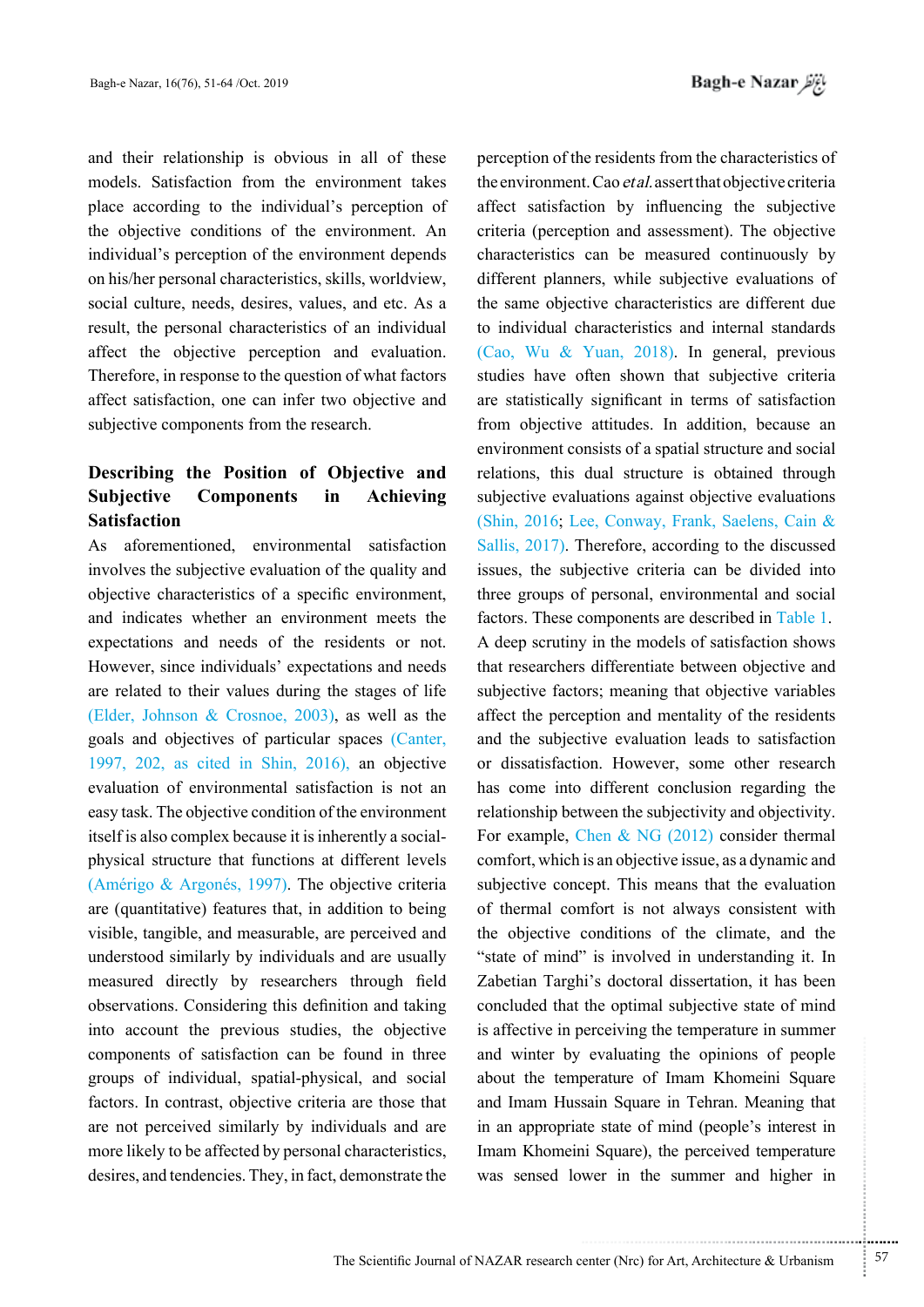and their relationship is obvious in all of these models. Satisfaction from the environment takes place according to the individual's perception of the objective conditions of the environment. An individual's perception of the environment depends on his/her personal characteristics, skills, worldview, social culture, needs, desires, values, and etc. As a result, the personal characteristics of an individual affect the objective perception and evaluation. Therefore, in response to the question of what factors affect satisfaction, one can infer two objective and subjective components from the research.

## Describing the Position of Objective and Subjective Components in Achieving Satisfaction

As aforementioned, environmental satisfaction involves the subjective evaluation of the quality and objective characteristics of a specific environment, and indicates whether an environment meets the expectations and needs of the residents or not. However, since individuals' expectations and needs are related to their values during the stages of life (Elder, Johnson & Crosnoe, 2003), as well as the goals and objectives of particular spaces (Canter, 1997, 202, as cited in Shin, 2016), an objective evaluation of environmental satisfaction is not an easy task. The objective condition of the environment itself is also complex because it is inherently a social-physical structure that functions at different levels (Amérigo & Argonés, 1997). The objective criteria are (quantitative) features that, in addition to being visible, tangible, and measurable, are perceived and understood similarly by individuals and are usually measured directly by researchers through field observations. Considering this definition and taking into account the previous studies, the objective components of satisfaction can be found in three groups of individual, spatial-physical, and social factors. In contrast, objective criteria are those that are not perceived similarly by individuals and are more likely to be affected by personal characteristics, desires, and tendencies. They, in fact, demonstrate the perception of the residents from the characteristics of the environment. Cao *et al.* assert that objective criteria affect satisfaction by influencing the subjective criteria (perception and assessment). The objective characteristics can be measured continuously by different planners, while subjective evaluations of the same objective characteristics are different due to individual characteristics and internal standards (Cao, Wu & Yuan, 2018). In general, previous studies have often shown that subjective criteria are statistically significant in terms of satisfaction from objective attitudes. In addition, because an environment consists of a spatial structure and social relations, this dual structure is obtained through subjective evaluations against objective evaluations (Shin, 2016; Lee, Conway, Frank, Saelens, Cain & Sallis, 2017). Therefore, according to the discussed issues, the subjective criteria can be divided into three groups of personal, environmental and social factors. These components are described in Table 1.

A deep scrutiny in the models of satisfaction shows that researchers differentiate between objective and subjective factors; meaning that objective variables affect the perception and mentality of the residents and the subjective evaluation leads to satisfaction or dissatisfaction. However, some other research has come into different conclusion regarding the relationship between the subjectivity and objectivity. For example, Chen & NG (2012) consider thermal comfort, which is an objective issue, as a dynamic and subjective concept. This means that the evaluation of thermal comfort is not always consistent with the objective conditions of the climate, and the "state of mind" is involved in understanding it. In Zabetian Targhi's doctoral dissertation, it has been concluded that the optimal subjective state of mind is affective in perceiving the temperature in summer and winter by evaluating the opinions of people about the temperature of Imam Khomeini Square and Imam Hussain Square in Tehran. Meaning that in an appropriate state of mind (people's interest in Imam Khomeini Square), the perceived temperature was sensed lower in the summer and higher in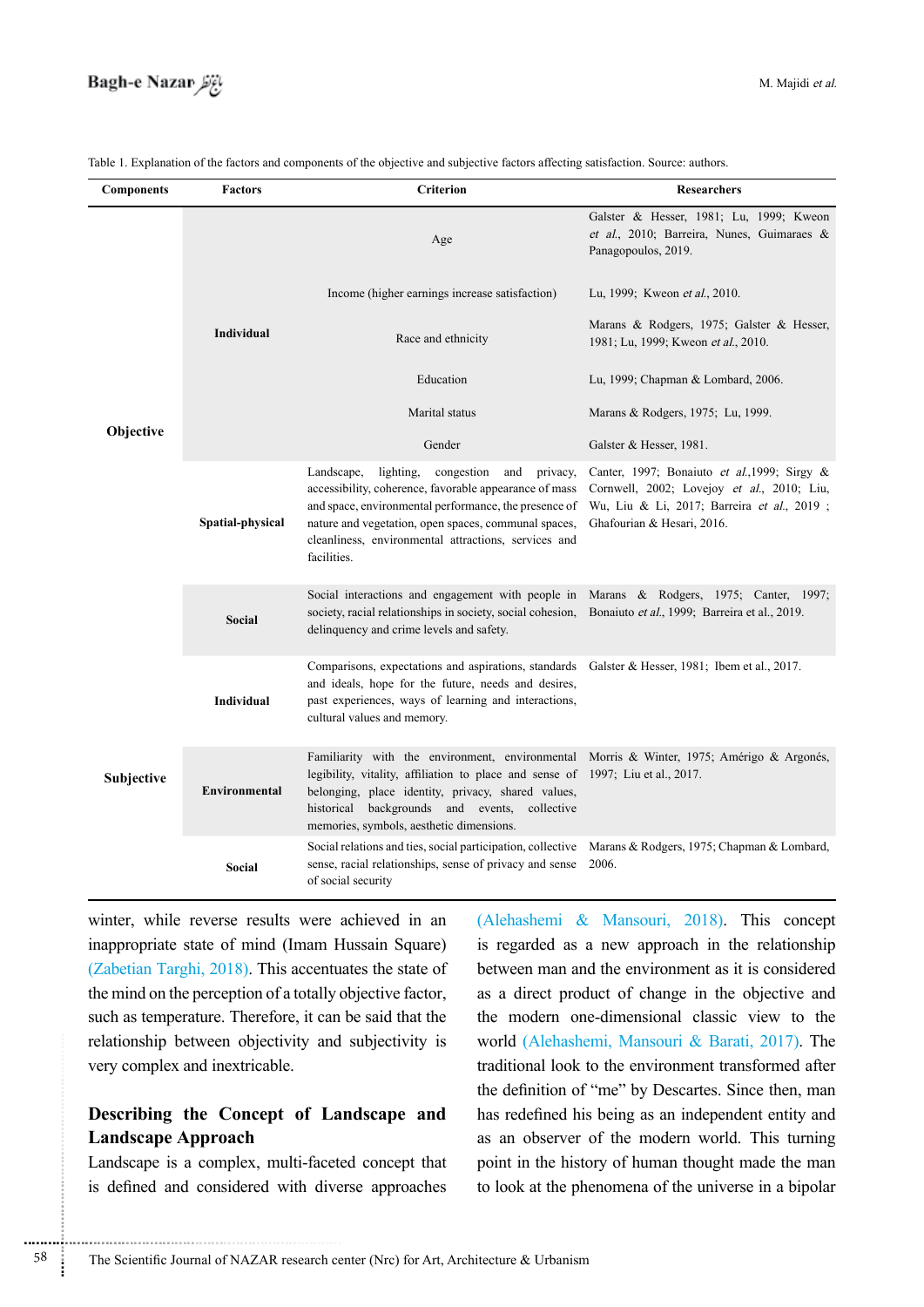Table 1. Explanation of the factors and components of the objective and subjective factors affecting satisfaction. Source: authors.

| Components | Factors | Criterion | Researchers |
|---|---|---|---|
| Objective | Individual | Age | Galster & Hesser, 1981; Lu, 1999; Kweon *et al.*, 2010; Barreira, Nunes, Guimaraes & Panagopoulos, 2019. |
| | | Income (higher earnings increase satisfaction) | Lu, 1999; Kweon *et al.*, 2010. |
| | | Race and ethnicity | Marans & Rodgers, 1975; Galster & Hesser, 1981; Lu, 1999; Kweon *et al.*, 2010. |
| | | Education | Lu, 1999; Chapman & Lombard, 2006. |
| | | Marital status | Marans & Rodgers, 1975; Lu, 1999. |
| | | Gender | Galster & Hesser, 1981. |
| | Spatial-physical | Landscape, lighting, congestion and privacy, accessibility, coherence, favorable appearance of mass and space, environmental performance, the presence of nature and vegetation, open spaces, communal spaces, cleanliness, environmental attractions, services and facilities. | Canter, 1997; Bonaiuto *et al.*,1999; Sirgy & Cornwell, 2002; Lovejoy *et al.*, 2010; Liu, Wu, Liu & Li, 2017; Barreira *et al.*, 2019 ; Ghafourian & Hesari, 2016. |
| | Social | Social interactions and engagement with people in society, racial relationships in society, social cohesion, delinquency and crime levels and safety. | Marans & Rodgers, 1975; Canter, 1997; Bonaiuto *et al.*, 1999; Barreira et al., 2019. |
| Subjective | Individual | Comparisons, expectations and aspirations, standards and ideals, hope for the future, needs and desires, past experiences, ways of learning and interactions, cultural values and memory. | Galster & Hesser, 1981; Ibem et al., 2017. |
| | Environmental | Familiarity with the environment, environmental legibility, vitality, affiliation to place and sense of belonging, place identity, privacy, shared values, historical backgrounds and events, collective memories, symbols, aesthetic dimensions. | Morris & Winter, 1975; Amérigo & Argonés, 1997; Liu et al., 2017. |
| | Social | Social relations and ties, social participation, collective sense, racial relationships, sense of privacy and sense of social security | Marans & Rodgers, 1975; Chapman & Lombard, 2006. |

winter, while reverse results were achieved in an inappropriate state of mind (Imam Hussain Square) (Zabetian Targhi, 2018). This accentuates the state of the mind on the perception of a totally objective factor, such as temperature. Therefore, it can be said that the relationship between objectivity and subjectivity is very complex and inextricable.

## Describing the Concept of Landscape and Landscape Approach

Landscape is a complex, multi-faceted concept that is defined and considered with diverse approaches (Alehashemi & Mansouri, 2018). This concept is regarded as a new approach in the relationship between man and the environment as it is considered as a direct product of change in the objective and the modern one-dimensional classic view to the world (Alehashemi, Mansouri & Barati, 2017). The traditional look to the environment transformed after the definition of "me" by Descartes. Since then, man has redefined his being as an independent entity and as an observer of the modern world. This turning point in the history of human thought made the man to look at the phenomena of the universe in a bipolar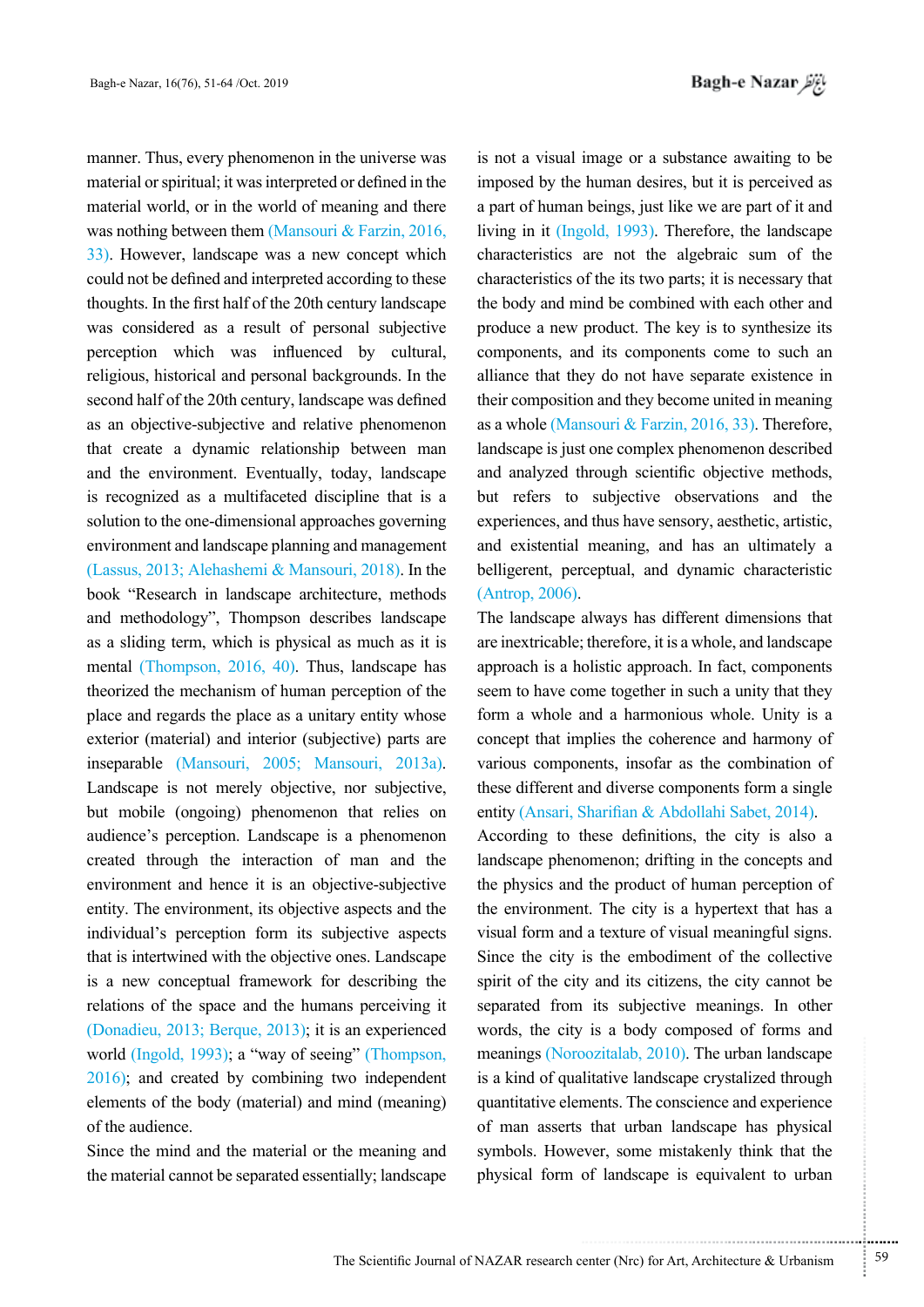manner. Thus, every phenomenon in the universe was material or spiritual; it was interpreted or defined in the material world, or in the world of meaning and there was nothing between them (Mansouri & Farzin, 2016, 33). However, landscape was a new concept which could not be defined and interpreted according to these thoughts. In the first half of the 20th century landscape was considered as a result of personal subjective perception which was influenced by cultural, religious, historical and personal backgrounds. In the second half of the 20th century, landscape was defined as an objective-subjective and relative phenomenon that create a dynamic relationship between man and the environment. Eventually, today, landscape is recognized as a multifaceted discipline that is a solution to the one-dimensional approaches governing environment and landscape planning and management (Lassus, 2013; Alehashemi & Mansouri, 2018). In the book "Research in landscape architecture, methods and methodology", Thompson describes landscape as a sliding term, which is physical as much as it is mental (Thompson, 2016, 40). Thus, landscape has theorized the mechanism of human perception of the place and regards the place as a unitary entity whose exterior (material) and interior (subjective) parts are inseparable (Mansouri, 2005; Mansouri, 2013a). Landscape is not merely objective, nor subjective, but mobile (ongoing) phenomenon that relies on audience's perception. Landscape is a phenomenon created through the interaction of man and the environment and hence it is an objective-subjective entity. The environment, its objective aspects and the individual's perception form its subjective aspects that is intertwined with the objective ones. Landscape is a new conceptual framework for describing the relations of the space and the humans perceiving it (Donadieu, 2013; Berque, 2013); it is an experienced world (Ingold, 1993); a "way of seeing" (Thompson, 2016); and created by combining two independent elements of the body (material) and mind (meaning) of the audience.

Since the mind and the material or the meaning and the material cannot be separated essentially; landscape is not a visual image or a substance awaiting to be imposed by the human desires, but it is perceived as a part of human beings, just like we are part of it and living in it (Ingold, 1993). Therefore, the landscape characteristics are not the algebraic sum of the characteristics of the its two parts; it is necessary that the body and mind be combined with each other and produce a new product. The key is to synthesize its components, and its components come to such an alliance that they do not have separate existence in their composition and they become united in meaning as a whole (Mansouri & Farzin, 2016, 33). Therefore, landscape is just one complex phenomenon described and analyzed through scientific objective methods, but refers to subjective observations and the experiences, and thus have sensory, aesthetic, artistic, and existential meaning, and has an ultimately a belligerent, perceptual, and dynamic characteristic (Antrop, 2006).

The landscape always has different dimensions that are inextricable; therefore, it is a whole, and landscape approach is a holistic approach. In fact, components seem to have come together in such a unity that they form a whole and a harmonious whole. Unity is a concept that implies the coherence and harmony of various components, insofar as the combination of these different and diverse components form a single entity (Ansari, Sharifian & Abdollahi Sabet, 2014).

According to these definitions, the city is also a landscape phenomenon; drifting in the concepts and the physics and the product of human perception of the environment. The city is a hypertext that has a visual form and a texture of visual meaningful signs. Since the city is the embodiment of the collective spirit of the city and its citizens, the city cannot be separated from its subjective meanings. In other words, the city is a body composed of forms and meanings (Noroozitalab, 2010). The urban landscape is a kind of qualitative landscape crystalized through quantitative elements. The conscience and experience of man asserts that urban landscape has physical symbols. However, some mistakenly think that the physical form of landscape is equivalent to urban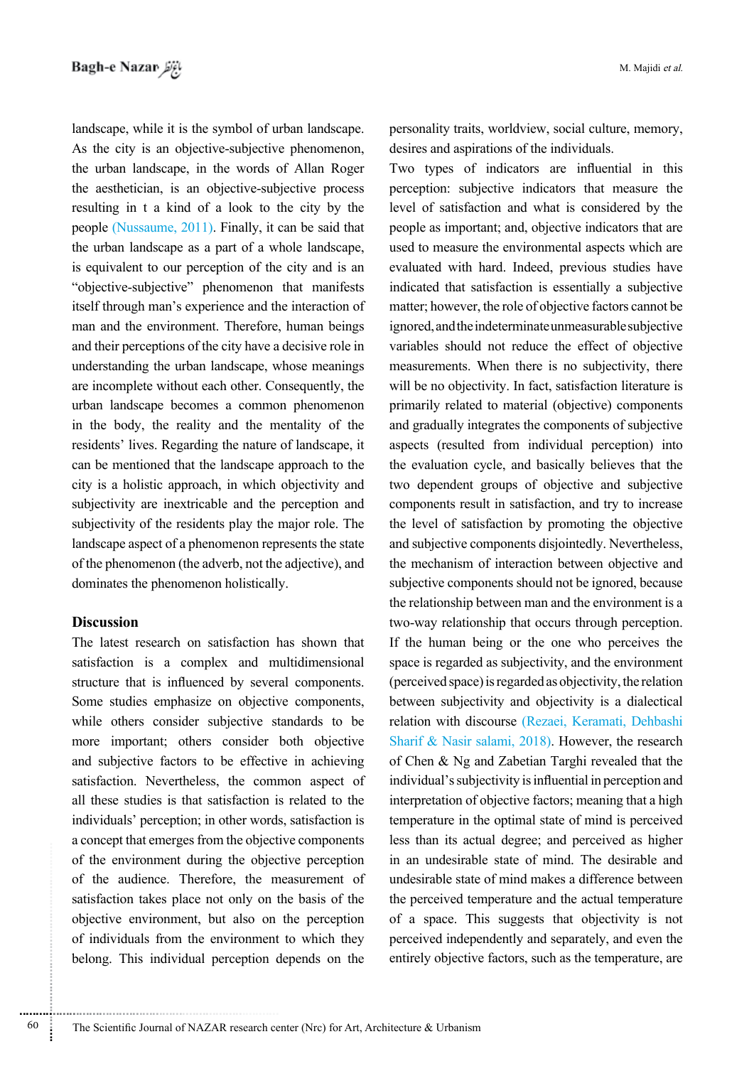landscape, while it is the symbol of urban landscape. As the city is an objective-subjective phenomenon, the urban landscape, in the words of Allan Roger the aesthetician, is an objective-subjective process resulting in t a kind of a look to the city by the people (Nussaume, 2011). Finally, it can be said that the urban landscape as a part of a whole landscape, is equivalent to our perception of the city and is an "objective-subjective" phenomenon that manifests itself through man's experience and the interaction of man and the environment. Therefore, human beings and their perceptions of the city have a decisive role in understanding the urban landscape, whose meanings are incomplete without each other. Consequently, the urban landscape becomes a common phenomenon in the body, the reality and the mentality of the residents' lives. Regarding the nature of landscape, it can be mentioned that the landscape approach to the city is a holistic approach, in which objectivity and subjectivity are inextricable and the perception and subjectivity of the residents play the major role. The landscape aspect of a phenomenon represents the state of the phenomenon (the adverb, not the adjective), and dominates the phenomenon holistically.

## Discussion

The latest research on satisfaction has shown that satisfaction is a complex and multidimensional structure that is influenced by several components. Some studies emphasize on objective components, while others consider subjective standards to be more important; others consider both objective and subjective factors to be effective in achieving satisfaction. Nevertheless, the common aspect of all these studies is that satisfaction is related to the individuals' perception; in other words, satisfaction is a concept that emerges from the objective components of the environment during the objective perception of the audience. Therefore, the measurement of satisfaction takes place not only on the basis of the objective environment, but also on the perception of individuals from the environment to which they belong. This individual perception depends on the personality traits, worldview, social culture, memory, desires and aspirations of the individuals.

Two types of indicators are influential in this perception: subjective indicators that measure the level of satisfaction and what is considered by the people as important; and, objective indicators that are used to measure the environmental aspects which are evaluated with hard. Indeed, previous studies have indicated that satisfaction is essentially a subjective matter; however, the role of objective factors cannot be ignored, and the indeterminate unmeasurable subjective variables should not reduce the effect of objective measurements. When there is no subjectivity, there will be no objectivity. In fact, satisfaction literature is primarily related to material (objective) components and gradually integrates the components of subjective aspects (resulted from individual perception) into the evaluation cycle, and basically believes that the two dependent groups of objective and subjective components result in satisfaction, and try to increase the level of satisfaction by promoting the objective and subjective components disjointedly. Nevertheless, the mechanism of interaction between objective and subjective components should not be ignored, because the relationship between man and the environment is a two-way relationship that occurs through perception. If the human being or the one who perceives the space is regarded as subjectivity, and the environment (perceived space) is regarded as objectivity, the relation between subjectivity and objectivity is a dialectical relation with discourse (Rezaei, Keramati, Dehbashi Sharif & Nasir salami, 2018). However, the research of Chen & Ng and Zabetian Targhi revealed that the individual's subjectivity is influential in perception and interpretation of objective factors; meaning that a high temperature in the optimal state of mind is perceived less than its actual degree; and perceived as higher in an undesirable state of mind. The desirable and undesirable state of mind makes a difference between the perceived temperature and the actual temperature of a space. This suggests that objectivity is not perceived independently and separately, and even the entirely objective factors, such as the temperature, are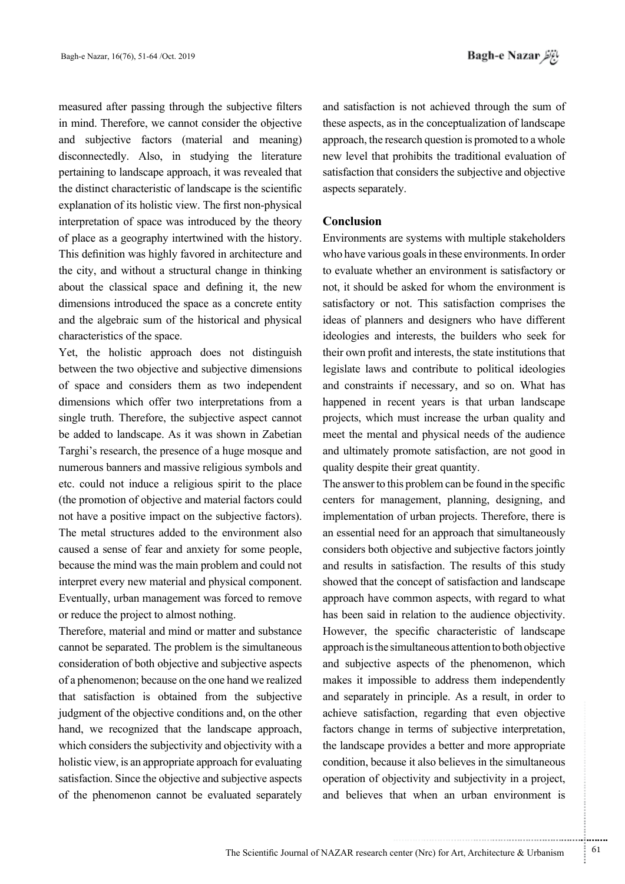measured after passing through the subjective filters in mind. Therefore, we cannot consider the objective and subjective factors (material and meaning) disconnectedly. Also, in studying the literature pertaining to landscape approach, it was revealed that the distinct characteristic of landscape is the scientific explanation of its holistic view. The first non-physical interpretation of space was introduced by the theory of place as a geography intertwined with the history. This definition was highly favored in architecture and the city, and without a structural change in thinking about the classical space and defining it, the new dimensions introduced the space as a concrete entity and the algebraic sum of the historical and physical characteristics of the space.

Yet, the holistic approach does not distinguish between the two objective and subjective dimensions of space and considers them as two independent dimensions which offer two interpretations from a single truth. Therefore, the subjective aspect cannot be added to landscape. As it was shown in Zabetian Targhi's research, the presence of a huge mosque and numerous banners and massive religious symbols and etc. could not induce a religious spirit to the place (the promotion of objective and material factors could not have a positive impact on the subjective factors). The metal structures added to the environment also caused a sense of fear and anxiety for some people, because the mind was the main problem and could not interpret every new material and physical component. Eventually, urban management was forced to remove or reduce the project to almost nothing.

Therefore, material and mind or matter and substance cannot be separated. The problem is the simultaneous consideration of both objective and subjective aspects of a phenomenon; because on the one hand we realized that satisfaction is obtained from the subjective judgment of the objective conditions and, on the other hand, we recognized that the landscape approach, which considers the subjectivity and objectivity with a holistic view, is an appropriate approach for evaluating satisfaction. Since the objective and subjective aspects of the phenomenon cannot be evaluated separately and satisfaction is not achieved through the sum of these aspects, as in the conceptualization of landscape approach, the research question is promoted to a whole new level that prohibits the traditional evaluation of satisfaction that considers the subjective and objective aspects separately.

## Conclusion

Environments are systems with multiple stakeholders who have various goals in these environments. In order to evaluate whether an environment is satisfactory or not, it should be asked for whom the environment is satisfactory or not. This satisfaction comprises the ideas of planners and designers who have different ideologies and interests, the builders who seek for their own profit and interests, the state institutions that legislate laws and contribute to political ideologies and constraints if necessary, and so on. What has happened in recent years is that urban landscape projects, which must increase the urban quality and meet the mental and physical needs of the audience and ultimately promote satisfaction, are not good in quality despite their great quantity.

The answer to this problem can be found in the specific centers for management, planning, designing, and implementation of urban projects. Therefore, there is an essential need for an approach that simultaneously considers both objective and subjective factors jointly and results in satisfaction. The results of this study showed that the concept of satisfaction and landscape approach have common aspects, with regard to what has been said in relation to the audience objectivity. However, the specific characteristic of landscape approach is the simultaneous attention to both objective and subjective aspects of the phenomenon, which makes it impossible to address them independently and separately in principle. As a result, in order to achieve satisfaction, regarding that even objective factors change in terms of subjective interpretation, the landscape provides a better and more appropriate condition, because it also believes in the simultaneous operation of objectivity and subjectivity in a project, and believes that when an urban environment is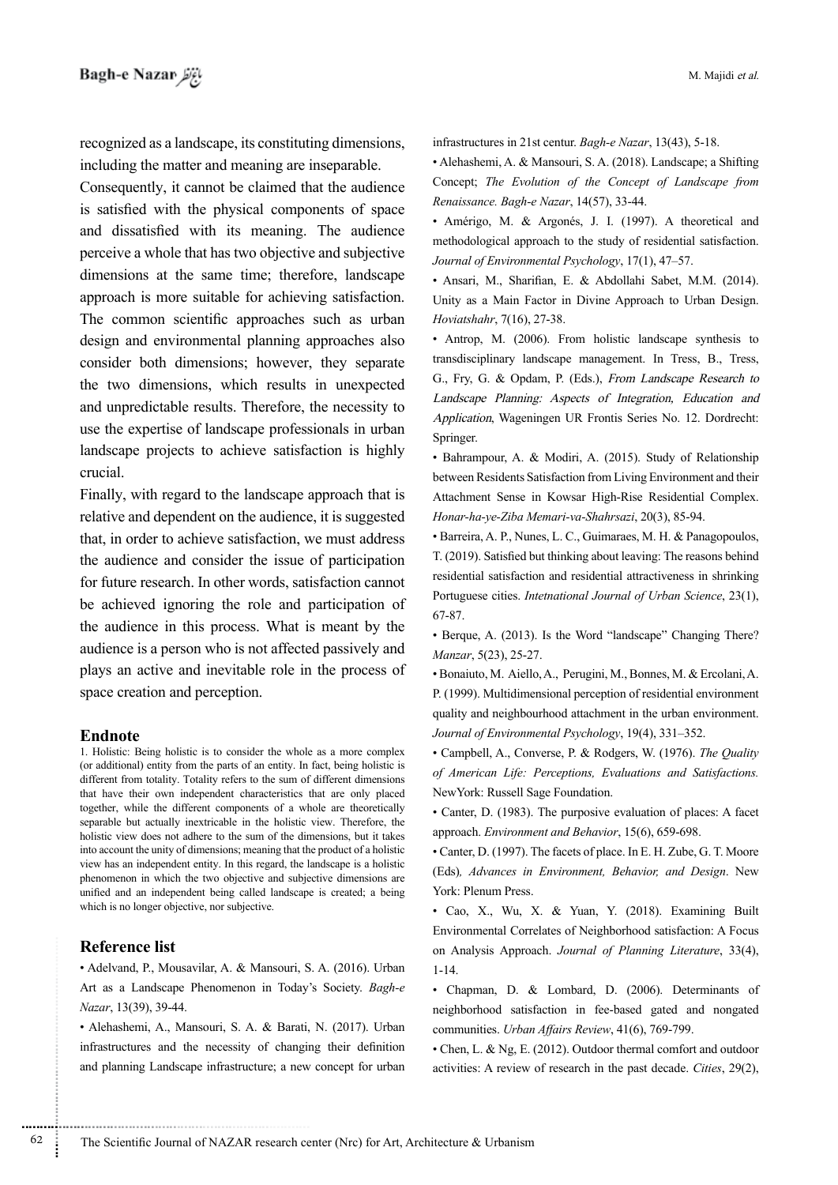recognized as a landscape, its constituting dimensions, including the matter and meaning are inseparable.

Consequently, it cannot be claimed that the audience is satisfied with the physical components of space and dissatisfied with its meaning. The audience perceive a whole that has two objective and subjective dimensions at the same time; therefore, landscape approach is more suitable for achieving satisfaction. The common scientific approaches such as urban design and environmental planning approaches also consider both dimensions; however, they separate the two dimensions, which results in unexpected and unpredictable results. Therefore, the necessity to use the expertise of landscape professionals in urban landscape projects to achieve satisfaction is highly crucial.

Finally, with regard to the landscape approach that is relative and dependent on the audience, it is suggested that, in order to achieve satisfaction, we must address the audience and consider the issue of participation for future research. In other words, satisfaction cannot be achieved ignoring the role and participation of the audience in this process. What is meant by the audience is a person who is not affected passively and plays an active and inevitable role in the process of space creation and perception.

## Endnote

1. Holistic: Being holistic is to consider the whole as a more complex (or additional) entity from the parts of an entity. In fact, being holistic is different from totality. Totality refers to the sum of different dimensions that have their own independent characteristics that are only placed together, while the different components of a whole are theoretically separable but actually inextricable in the holistic view. Therefore, the holistic view does not adhere to the sum of the dimensions, but it takes into account the unity of dimensions; meaning that the product of a holistic view has an independent entity. In this regard, the landscape is a holistic phenomenon in which the two objective and subjective dimensions are unified and an independent being called landscape is created; a being which is no longer objective, nor subjective.

## Reference list

- Adelvand, P., Mousavilar, A. & Mansouri, S. A. (2016). Urban Art as a Landscape Phenomenon in Today's Society. *Bagh-e Nazar*, 13(39), 39-44.
- Alehashemi, A., Mansouri, S. A. & Barati, N. (2017). Urban infrastructures and the necessity of changing their definition and planning Landscape infrastructure; a new concept for urban infrastructures in 21st centur. *Bagh-e Nazar*, 13(43), 5-18.
- Alehashemi, A. & Mansouri, S. A. (2018). Landscape; a Shifting Concept; *The Evolution of the Concept of Landscape from Renaissance. Bagh-e Nazar*, 14(57), 33-44.
- Amérigo, M. & Argonés, J. I. (1997). A theoretical and methodological approach to the study of residential satisfaction. *Journal of Environmental Psychology*, 17(1), 47–57.
- Ansari, M., Sharifian, E. & Abdollahi Sabet, M.M. (2014). Unity as a Main Factor in Divine Approach to Urban Design. *Hoviatshahr*, 7(16), 27-38.
- Antrop, M. (2006). From holistic landscape synthesis to transdisciplinary landscape management. In Tress, B., Tress, G., Fry, G. & Opdam, P. (Eds.), *From Landscape Research to Landscape Planning: Aspects of Integration, Education and Application*, Wageningen UR Frontis Series No. 12. Dordrecht: Springer.
- Bahrampour, A. & Modiri, A. (2015). Study of Relationship between Residents Satisfaction from Living Environment and their Attachment Sense in Kowsar High-Rise Residential Complex. *Honar-ha-ye-Ziba Memari-va-Shahrsazi*, 20(3), 85-94.
- Barreira, A. P., Nunes, L. C., Guimaraes, M. H. & Panagopoulos, T. (2019). Satisfied but thinking about leaving: The reasons behind residential satisfaction and residential attractiveness in shrinking Portuguese cities. *Intetnational Journal of Urban Science*, 23(1), 67-87.
- Berque, A. (2013). Is the Word "landscape" Changing There? *Manzar*, 5(23), 25-27.
- Bonaiuto, M. Aiello, A., Perugini, M., Bonnes, M. & Ercolani, A. P. (1999). Multidimensional perception of residential environment quality and neighbourhood attachment in the urban environment. *Journal of Environmental Psychology*, 19(4), 331–352.
- Campbell, A., Converse, P. & Rodgers, W. (1976). *The Quality of American Life: Perceptions, Evaluations and Satisfactions.* NewYork: Russell Sage Foundation.
- Canter, D. (1983). The purposive evaluation of places: A facet approach. *Environment and Behavior*, 15(6), 659-698.
- Canter, D. (1997). The facets of place. In E. H. Zube, G. T. Moore (Eds)*, Advances in Environment, Behavior, and Design*. New York: Plenum Press.
- Cao, X., Wu, X. & Yuan, Y. (2018). Examining Built Environmental Correlates of Neighborhood satisfaction: A Focus on Analysis Approach. *Journal of Planning Literature*, 33(4), 1-14.
- Chapman, D. & Lombard, D. (2006). Determinants of neighborhood satisfaction in fee-based gated and nongated communities. *Urban Affairs Review*, 41(6), 769-799.
- Chen, L. & Ng, E. (2012). Outdoor thermal comfort and outdoor activities: A review of research in the past decade. *Cities*, 29(2),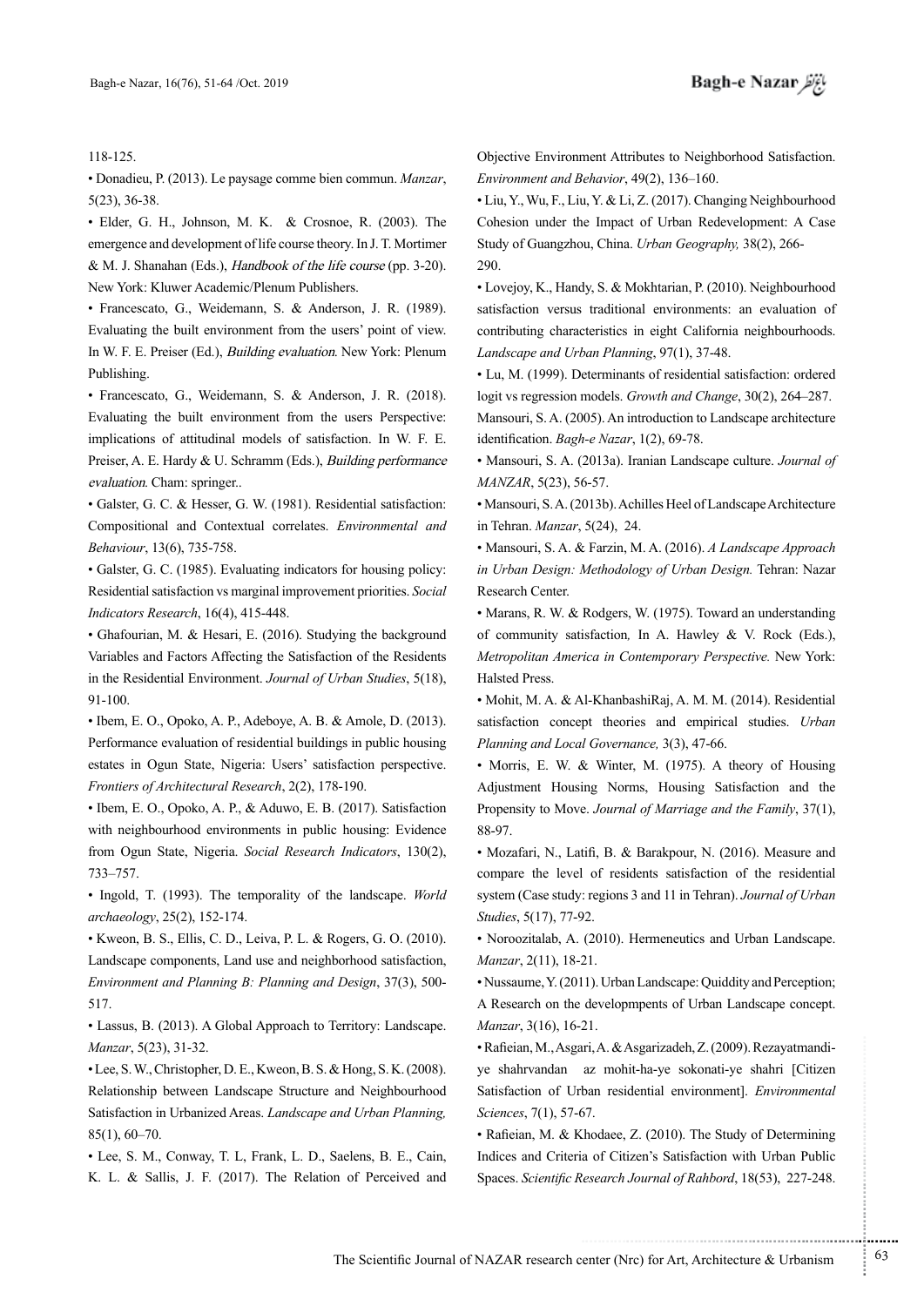118-125.

• Donadieu, P. (2013). Le paysage comme bien commun. *Manzar*, 5(23), 36-38.

• Elder, G. H., Johnson, M. K. & Crosnoe, R. (2003). The emergence and development of life course theory. In J. T. Mortimer & M. J. Shanahan (Eds.), *Handbook of the life course* (pp. 3-20). New York: Kluwer Academic/Plenum Publishers.

• Francescato, G., Weidemann, S. & Anderson, J. R. (1989). Evaluating the built environment from the users' point of view. In W. F. E. Preiser (Ed.), *Building evaluation*. New York: Plenum Publishing.

• Francescato, G., Weidemann, S. & Anderson, J. R. (2018). Evaluating the built environment from the users Perspective: implications of attitudinal models of satisfaction. In W. F. E. Preiser, A. E. Hardy & U. Schramm (Eds.), *Building performance evaluation*. Cham: springer..

• Galster, G. C. & Hesser, G. W. (1981). Residential satisfaction: Compositional and Contextual correlates. *Environmental and Behaviour*, 13(6), 735-758.

• Galster, G. C. (1985). Evaluating indicators for housing policy: Residential satisfaction vs marginal improvement priorities. *Social Indicators Research*, 16(4), 415-448.

• Ghafourian, M. & Hesari, E. (2016). Studying the background Variables and Factors Affecting the Satisfaction of the Residents in the Residential Environment. *Journal of Urban Studies*, 5(18), 91-100.

• Ibem, E. O., Opoko, A. P., Adeboye, A. B. & Amole, D. (2013). Performance evaluation of residential buildings in public housing estates in Ogun State, Nigeria: Users' satisfaction perspective. *Frontiers of Architectural Research*, 2(2), 178-190.

• Ibem, E. O., Opoko, A. P., & Aduwo, E. B. (2017). Satisfaction with neighbourhood environments in public housing: Evidence from Ogun State, Nigeria. *Social Research Indicators*, 130(2), 733–757.

• Ingold, T. (1993). The temporality of the landscape. *World archaeology*, 25(2), 152-174.

• Kweon, B. S., Ellis, C. D., Leiva, P. L. & Rogers, G. O. (2010). Landscape components, Land use and neighborhood satisfaction, *Environment and Planning B: Planning and Design*, 37(3), 500-517.

• Lassus, B. (2013). A Global Approach to Territory: Landscape. *Manzar*, 5(23), 31-32.

• Lee, S. W., Christopher, D. E., Kweon, B. S. & Hong, S. K. (2008). Relationship between Landscape Structure and Neighbourhood Satisfaction in Urbanized Areas. *Landscape and Urban Planning,* 85(1), 60–70.

• Lee, S. M., Conway, T. L, Frank, L. D., Saelens, B. E., Cain, K. L. & Sallis, J. F. (2017). The Relation of Perceived and Objective Environment Attributes to Neighborhood Satisfaction. *Environment and Behavior*, 49(2), 136–160.

• Liu, Y., Wu, F., Liu, Y. & Li, Z. (2017). Changing Neighbourhood Cohesion under the Impact of Urban Redevelopment: A Case Study of Guangzhou, China. *Urban Geography,* 38(2), 266-290.

• Lovejoy, K., Handy, S. & Mokhtarian, P. (2010). Neighbourhood satisfaction versus traditional environments: an evaluation of contributing characteristics in eight California neighbourhoods. *Landscape and Urban Planning*, 97(1), 37-48.

• Lu, M. (1999). Determinants of residential satisfaction: ordered logit vs regression models. *Growth and Change*, 30(2), 264–287. Mansouri, S. A. (2005). An introduction to Landscape architecture identification. *Bagh-e Nazar*, 1(2), 69-78.

• Mansouri, S. A. (2013a). Iranian Landscape culture. *Journal of MANZAR*, 5(23), 56-57.

• Mansouri, S. A. (2013b). Achilles Heel of Landscape Architecture in Tehran. *Manzar*, 5(24), 24.

• Mansouri, S. A. & Farzin, M. A. (2016). *A Landscape Approach in Urban Design: Methodology of Urban Design.* Tehran: Nazar Research Center.

• Marans, R. W. & Rodgers, W. (1975). Toward an understanding of community satisfaction*,* In A. Hawley & V. Rock (Eds.), *Metropolitan America in Contemporary Perspective.* New York: Halsted Press.

• Mohit, M. A. & Al-KhanbashiRaj, A. M. M. (2014). Residential satisfaction concept theories and empirical studies. *Urban Planning and Local Governance,* 3(3), 47-66.

• Morris, E. W. & Winter, M. (1975). A theory of Housing Adjustment Housing Norms, Housing Satisfaction and the Propensity to Move. *Journal of Marriage and the Family*, 37(1), 88-97.

• Mozafari, N., Latifi, B. & Barakpour, N. (2016). Measure and compare the level of residents satisfaction of the residential system (Case study: regions 3 and 11 in Tehran). *Journal of Urban Studies*, 5(17), 77-92.

• Noroozitalab, A. (2010). Hermeneutics and Urban Landscape. *Manzar*, 2(11), 18-21.

• Nussaume, Y. (2011). Urban Landscape: Quiddity and Perception; A Research on the developmpents of Urban Landscape concept. *Manzar*, 3(16), 16-21.

• Rafieian, M., Asgari, A. & Asgarizadeh, Z. (2009). Rezayatmandi-ye shahrvandan az mohit-ha-ye sokonati-ye shahri [Citizen Satisfaction of Urban residential environment]. *Environmental Sciences*, 7(1), 57-67.

• Rafieian, M. & Khodaee, Z. (2010). The Study of Determining Indices and Criteria of Citizen's Satisfaction with Urban Public Spaces. *Scientific Research Journal of Rahbord*, 18(53), 227-248.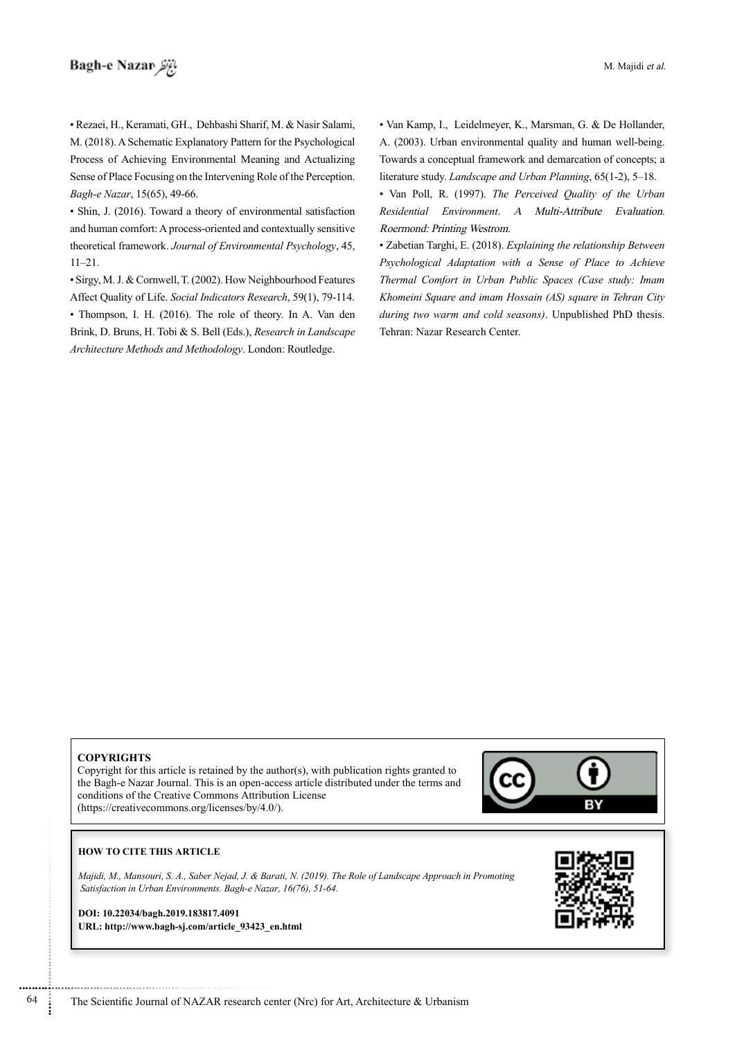• Rezaei, H., Keramati, GH., Dehbashi Sharif, M. & Nasir Salami, M. (2018). A Schematic Explanatory Pattern for the Psychological Process of Achieving Environmental Meaning and Actualizing Sense of Place Focusing on the Intervening Role of the Perception. *Bagh-e Nazar*, 15(65), 49-66.

• Shin, J. (2016). Toward a theory of environmental satisfaction and human comfort: A process-oriented and contextually sensitive theoretical framework. *Journal of Environmental Psychology*, 45, 11–21.

• Sirgy, M. J. & Cornwell, T. (2002). How Neighbourhood Features Affect Quality of Life. *Social Indicators Research*, 59(1), 79-114.

• Thompson, I. H. (2016). The role of theory. In A. Van den Brink, D. Bruns, H. Tobi & S. Bell (Eds.), *Research in Landscape Architecture Methods and Methodology*. London: Routledge.

• Van Kamp, I., Leidelmeyer, K., Marsman, G. & De Hollander, A. (2003). Urban environmental quality and human well-being. Towards a conceptual framework and demarcation of concepts; a literature study. *Landscape and Urban Planning*, 65(1-2), 5–18.

• Van Poll, R. (1997). *The Perceived Quality of the Urban Residential Environment*. *A Multi-Attribute Evaluation. Roermond: Printing Westrom.*

• Zabetian Targhi, E. (2018). *Explaining the relationship Between Psychological Adaptation with a Sense of Place to Achieve Thermal Comfort in Urban Public Spaces (Case study: Imam Khomeini Square and imam Hossain (AS) square in Tehran City during two warm and cold seasons)*. Unpublished PhD thesis. Tehran: Nazar Research Center.

**COPYRIGHTS**

Copyright for this article is retained by the author(s), with publication rights granted to the Bagh-e Nazar Journal. This is an open-access article distributed under the terms and conditions of the Creative Commons Attribution License (https://creativecommons.org/licenses/by/4.0/).

**HOW TO CITE THIS ARTICLE**

*Majidi, M., Mansouri, S. A., Saber Nejad, J. & Barati, N. (2019). The Role of Landscape Approach in Promoting Satisfaction in Urban Environments. Bagh-e Nazar, 16(76), 51-64.*

**DOI: 10.22034/bagh.2019.183817.4091**
**URL: http://www.bagh-sj.com/article_93423_en.html**